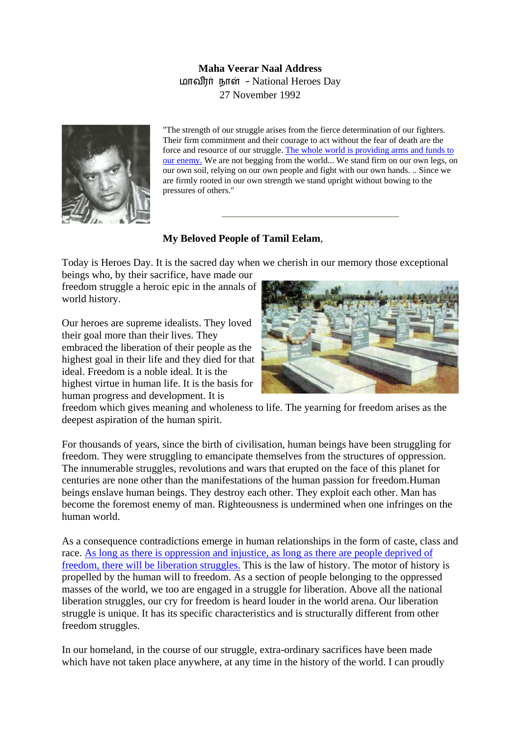**Maha Veerar Naal Address**

மாவீரர் நாள் - National Heroes Day

27 November 1992

"The strength of our struggle arises from the fierce determination of our fighters. Their firm commitment and their courage to act without the fear of death are the force and resource of our struggle. The whole world is providing arms and funds to our enemy. We are not begging from the world... We stand firm on our own legs, on our own soil, relying on our own people and fight with our own hands. .. Since we are firmly rooted in our own strength we stand upright without bowing to the pressures of others."

**My Beloved People of Tamil Eelam**,

Today is Heroes Day. It is the sacred day when we cherish in our memory those exceptional beings who, by their sacrifice, have made our freedom struggle a heroic epic in the annals of world history.

Our heroes are supreme idealists. They loved their goal more than their lives. They embraced the liberation of their people as the highest goal in their life and they died for that ideal. Freedom is a noble ideal. It is the highest virtue in human life. It is the basis for human progress and development. It is freedom which gives meaning and wholeness to life. The yearning for freedom arises as the deepest aspiration of the human spirit.

For thousands of years, since the birth of civilisation, human beings have been struggling for freedom. They were struggling to emancipate themselves from the structures of oppression. The innumerable struggles, revolutions and wars that erupted on the face of this planet for centuries are none other than the manifestations of the human passion for freedom.Human beings enslave human beings. They destroy each other. They exploit each other. Man has become the foremost enemy of man. Righteousness is undermined when one infringes on the human world.

As a consequence contradictions emerge in human relationships in the form of caste, class and race. As long as there is oppression and injustice, as long as there are people deprived of freedom, there will be liberation struggles. This is the law of history. The motor of history is propelled by the human will to freedom. As a section of people belonging to the oppressed masses of the world, we too are engaged in a struggle for liberation. Above all the national liberation struggles, our cry for freedom is heard louder in the world arena. Our liberation struggle is unique. It has its specific characteristics and is structurally different from other freedom struggles.

In our homeland, in the course of our struggle, extra-ordinary sacrifices have been made which have not taken place anywhere, at any time in the history of the world. I can proudly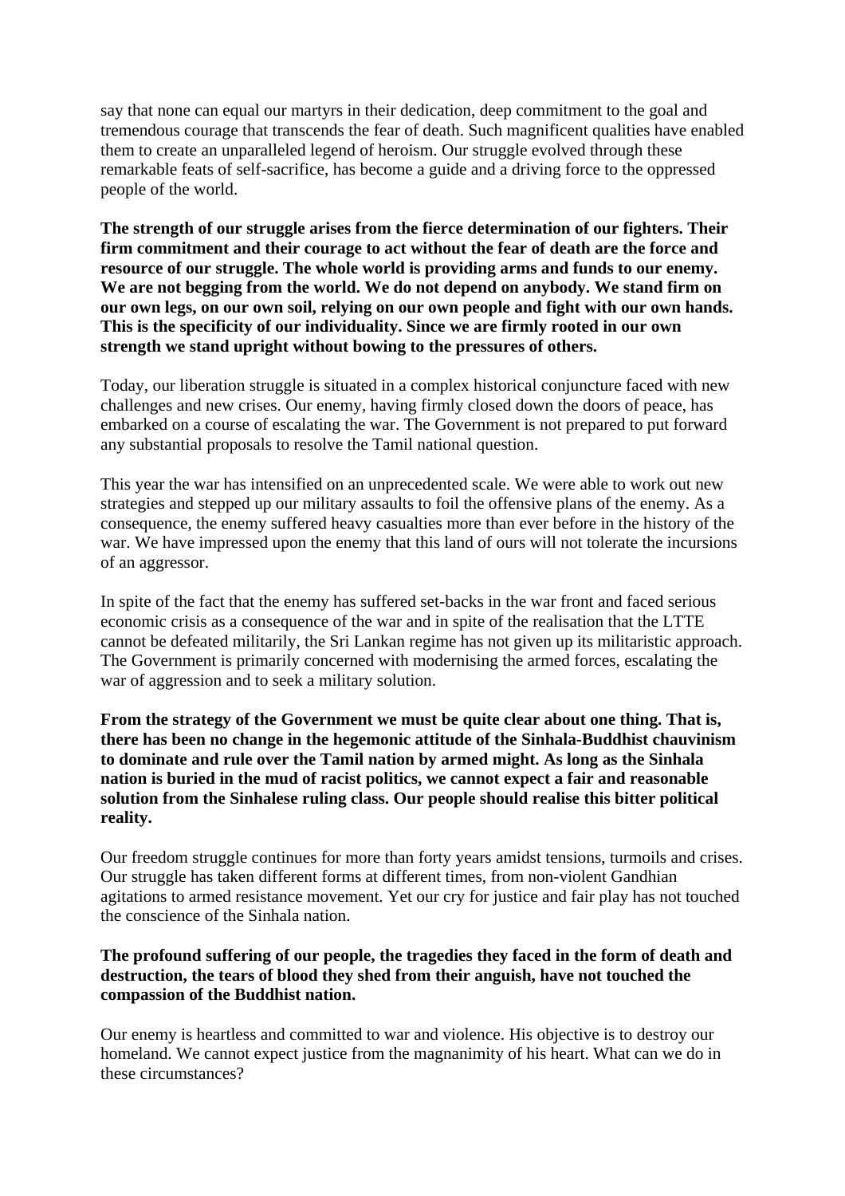say that none can equal our martyrs in their dedication, deep commitment to the goal and tremendous courage that transcends the fear of death. Such magnificent qualities have enabled them to create an unparalleled legend of heroism. Our struggle evolved through these remarkable feats of self-sacrifice, has become a guide and a driving force to the oppressed people of the world.

**The strength of our struggle arises from the fierce determination of our fighters. Their firm commitment and their courage to act without the fear of death are the force and resource of our struggle. The whole world is providing arms and funds to our enemy. We are not begging from the world. We do not depend on anybody. We stand firm on our own legs, on our own soil, relying on our own people and fight with our own hands. This is the specificity of our individuality. Since we are firmly rooted in our own strength we stand upright without bowing to the pressures of others.**

Today, our liberation struggle is situated in a complex historical conjuncture faced with new challenges and new crises. Our enemy, having firmly closed down the doors of peace, has embarked on a course of escalating the war. The Government is not prepared to put forward any substantial proposals to resolve the Tamil national question.

This year the war has intensified on an unprecedented scale. We were able to work out new strategies and stepped up our military assaults to foil the offensive plans of the enemy. As a consequence, the enemy suffered heavy casualties more than ever before in the history of the war. We have impressed upon the enemy that this land of ours will not tolerate the incursions of an aggressor.

In spite of the fact that the enemy has suffered set-backs in the war front and faced serious economic crisis as a consequence of the war and in spite of the realisation that the LTTE cannot be defeated militarily, the Sri Lankan regime has not given up its militaristic approach. The Government is primarily concerned with modernising the armed forces, escalating the war of aggression and to seek a military solution.

**From the strategy of the Government we must be quite clear about one thing. That is, there has been no change in the hegemonic attitude of the Sinhala-Buddhist chauvinism to dominate and rule over the Tamil nation by armed might. As long as the Sinhala nation is buried in the mud of racist politics, we cannot expect a fair and reasonable solution from the Sinhalese ruling class. Our people should realise this bitter political reality.**

Our freedom struggle continues for more than forty years amidst tensions, turmoils and crises. Our struggle has taken different forms at different times, from non-violent Gandhian agitations to armed resistance movement. Yet our cry for justice and fair play has not touched the conscience of the Sinhala nation.

**The profound suffering of our people, the tragedies they faced in the form of death and destruction, the tears of blood they shed from their anguish, have not touched the compassion of the Buddhist nation.**

Our enemy is heartless and committed to war and violence. His objective is to destroy our homeland. We cannot expect justice from the magnanimity of his heart. What can we do in these circumstances?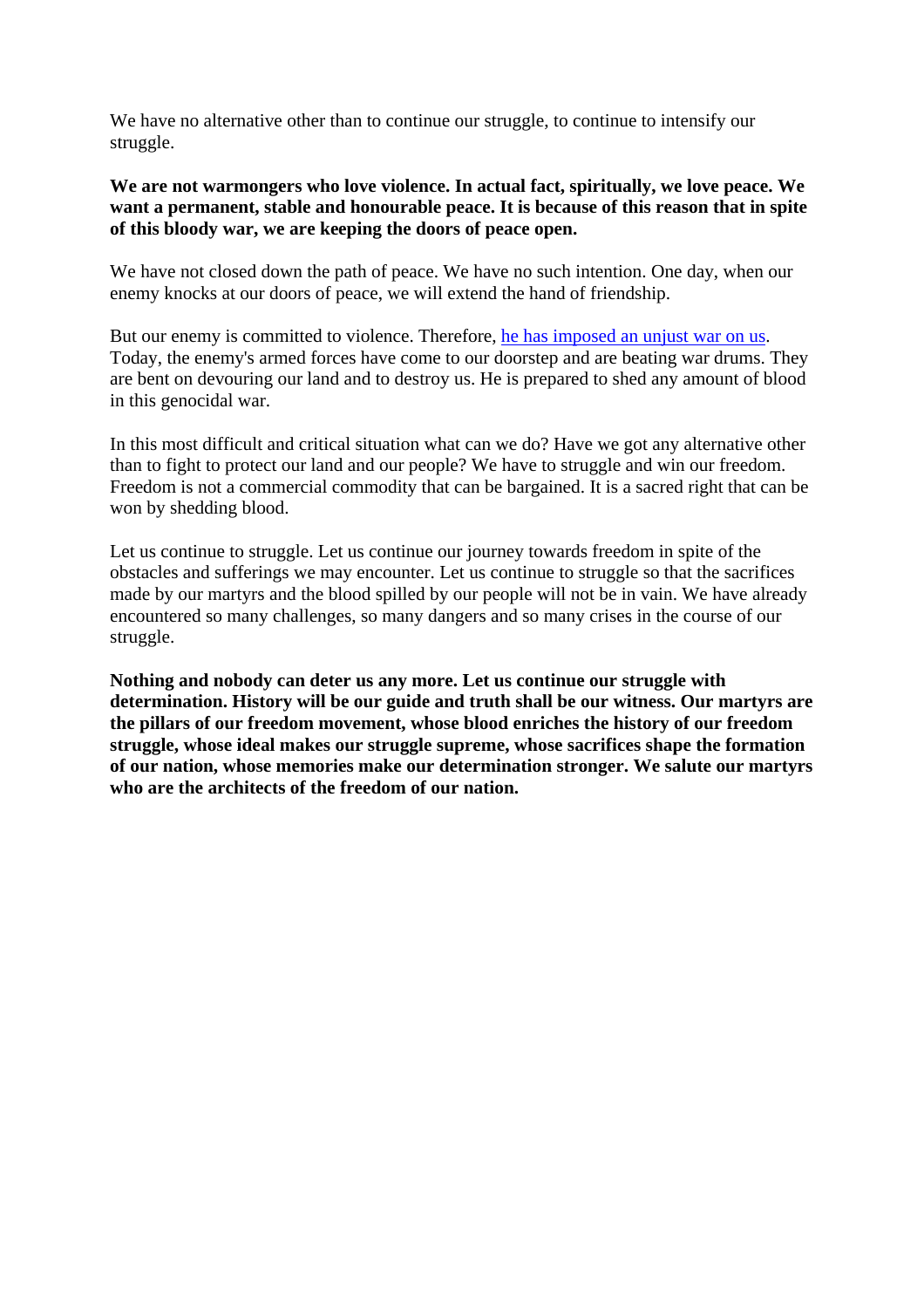We have no alternative other than to continue our struggle, to continue to intensify our struggle.

**We are not warmongers who love violence. In actual fact, spiritually, we love peace. We want a permanent, stable and honourable peace. It is because of this reason that in spite of this bloody war, we are keeping the doors of peace open.**

We have not closed down the path of peace. We have no such intention. One day, when our enemy knocks at our doors of peace, we will extend the hand of friendship.

But our enemy is committed to violence. Therefore, he has imposed an unjust war on us. Today, the enemy's armed forces have come to our doorstep and are beating war drums. They are bent on devouring our land and to destroy us. He is prepared to shed any amount of blood in this genocidal war.

In this most difficult and critical situation what can we do? Have we got any alternative other than to fight to protect our land and our people? We have to struggle and win our freedom. Freedom is not a commercial commodity that can be bargained. It is a sacred right that can be won by shedding blood.

Let us continue to struggle. Let us continue our journey towards freedom in spite of the obstacles and sufferings we may encounter. Let us continue to struggle so that the sacrifices made by our martyrs and the blood spilled by our people will not be in vain. We have already encountered so many challenges, so many dangers and so many crises in the course of our struggle.

**Nothing and nobody can deter us any more. Let us continue our struggle with determination. History will be our guide and truth shall be our witness. Our martyrs are the pillars of our freedom movement, whose blood enriches the history of our freedom struggle, whose ideal makes our struggle supreme, whose sacrifices shape the formation of our nation, whose memories make our determination stronger. We salute our martyrs who are the architects of the freedom of our nation.**